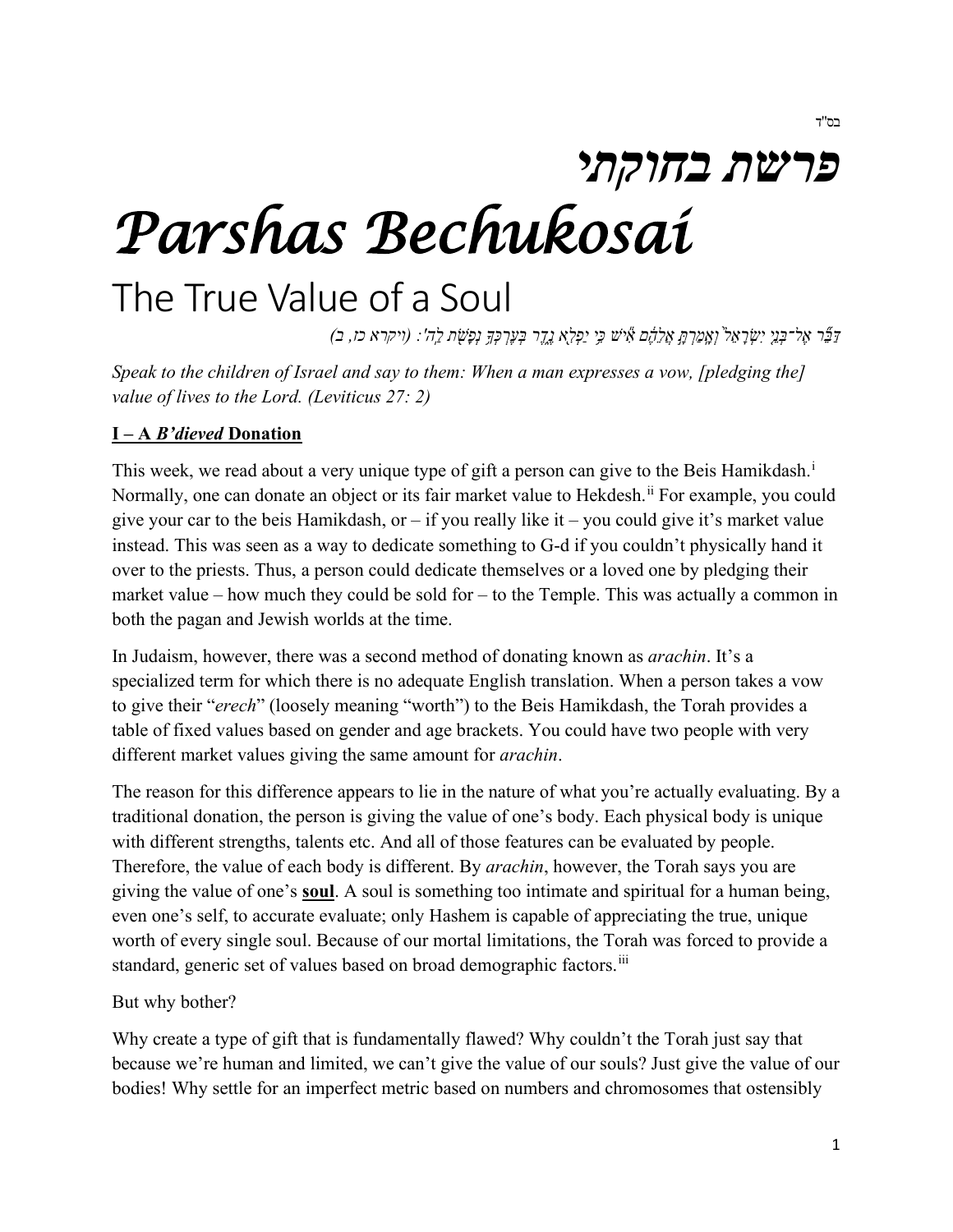בס"ד

# פרשת בחוקתי

# *Parshas Bechukosai*

## The True Value of a Soul

*דַּבֵּר אֶל־בְּנֵי יִשְׂרָאֵל֙ וְאָמַרְתָּ֣ אֲלֵהֶ֔ם אִ֕ישׁ כִּ֥י יַפְלִ֖א נֶ֑דֶר בְּעֶרְכְּךָ֥ נְפָשֹׁ֖ת לַה': (ויקרא כז, ב)*

*Speak to the children of Israel and say to them: When a man expresses a vow, [pledging the] value of lives to the Lord. (Leviticus 27: 2)*

### I – A *B'dieved* Donation

This week, we read about a very unique type of gift a person can give to the Beis Hamikdash.[i] Normally, one can donate an object or its fair market value to Hekdesh.[ii] For example, you could give your car to the beis Hamikdash, or – if you really like it – you could give it's market value instead. This was seen as a way to dedicate something to G-d if you couldn't physically hand it over to the priests. Thus, a person could dedicate themselves or a loved one by pledging their market value – how much they could be sold for – to the Temple. This was actually a common in both the pagan and Jewish worlds at the time.

In Judaism, however, there was a second method of donating known as *arachin*. It's a specialized term for which there is no adequate English translation. When a person takes a vow to give their "*erech*" (loosely meaning "worth") to the Beis Hamikdash, the Torah provides a table of fixed values based on gender and age brackets. You could have two people with very different market values giving the same amount for *arachin*.

The reason for this difference appears to lie in the nature of what you're actually evaluating. By a traditional donation, the person is giving the value of one's body. Each physical body is unique with different strengths, talents etc. And all of those features can be evaluated by people. Therefore, the value of each body is different. By *arachin*, however, the Torah says you are giving the value of one's **soul**. A soul is something too intimate and spiritual for a human being, even one's self, to accurate evaluate; only Hashem is capable of appreciating the true, unique worth of every single soul. Because of our mortal limitations, the Torah was forced to provide a standard, generic set of values based on broad demographic factors.[iii]

But why bother?

Why create a type of gift that is fundamentally flawed? Why couldn't the Torah just say that because we're human and limited, we can't give the value of our souls? Just give the value of our bodies! Why settle for an imperfect metric based on numbers and chromosomes that ostensibly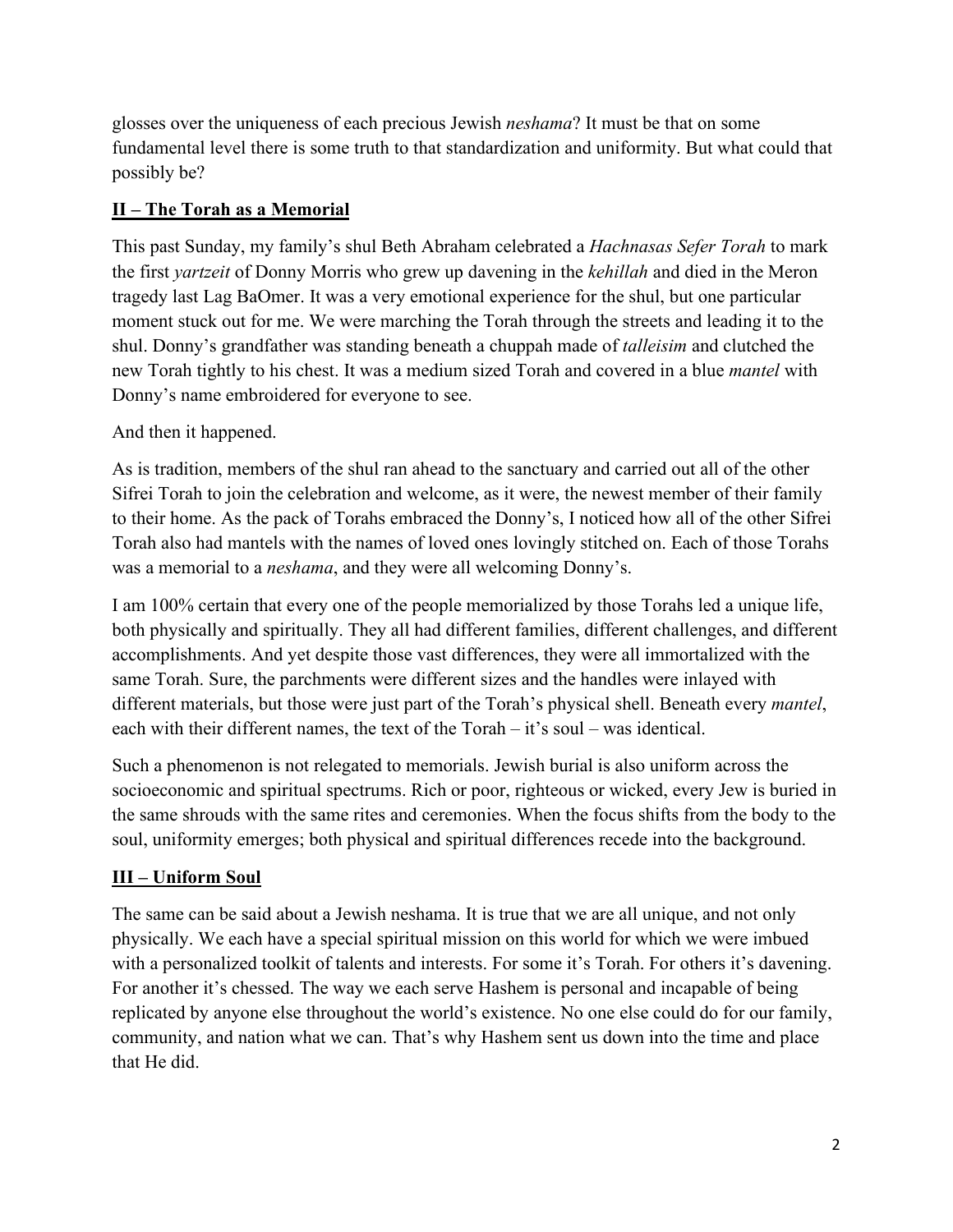glosses over the uniqueness of each precious Jewish *neshama*? It must be that on some fundamental level there is some truth to that standardization and uniformity. But what could that possibly be?

## **<u>II – The Torah as a Memorial</u>**

This past Sunday, my family's shul Beth Abraham celebrated a *Hachnasas Sefer Torah* to mark the first *yartzeit* of Donny Morris who grew up davening in the *kehillah* and died in the Meron tragedy last Lag BaOmer. It was a very emotional experience for the shul, but one particular moment stuck out for me. We were marching the Torah through the streets and leading it to the shul. Donny's grandfather was standing beneath a chuppah made of *talleisim* and clutched the new Torah tightly to his chest. It was a medium sized Torah and covered in a blue *mantel* with Donny's name embroidered for everyone to see.

And then it happened.

As is tradition, members of the shul ran ahead to the sanctuary and carried out all of the other Sifrei Torah to join the celebration and welcome, as it were, the newest member of their family to their home. As the pack of Torahs embraced the Donny's, I noticed how all of the other Sifrei Torah also had mantels with the names of loved ones lovingly stitched on. Each of those Torahs was a memorial to a *neshama*, and they were all welcoming Donny's.

I am 100% certain that every one of the people memorialized by those Torahs led a unique life, both physically and spiritually. They all had different families, different challenges, and different accomplishments. And yet despite those vast differences, they were all immortalized with the same Torah. Sure, the parchments were different sizes and the handles were inlayed with different materials, but those were just part of the Torah's physical shell. Beneath every *mantel*, each with their different names, the text of the Torah – it's soul – was identical.

Such a phenomenon is not relegated to memorials. Jewish burial is also uniform across the socioeconomic and spiritual spectrums. Rich or poor, righteous or wicked, every Jew is buried in the same shrouds with the same rites and ceremonies. When the focus shifts from the body to the soul, uniformity emerges; both physical and spiritual differences recede into the background.

## **<u>III – Uniform Soul</u>**

The same can be said about a Jewish neshama. It is true that we are all unique, and not only physically. We each have a special spiritual mission on this world for which we were imbued with a personalized toolkit of talents and interests. For some it's Torah. For others it's davening. For another it's chessed. The way we each serve Hashem is personal and incapable of being replicated by anyone else throughout the world's existence. No one else could do for our family, community, and nation what we can. That's why Hashem sent us down into the time and place that He did.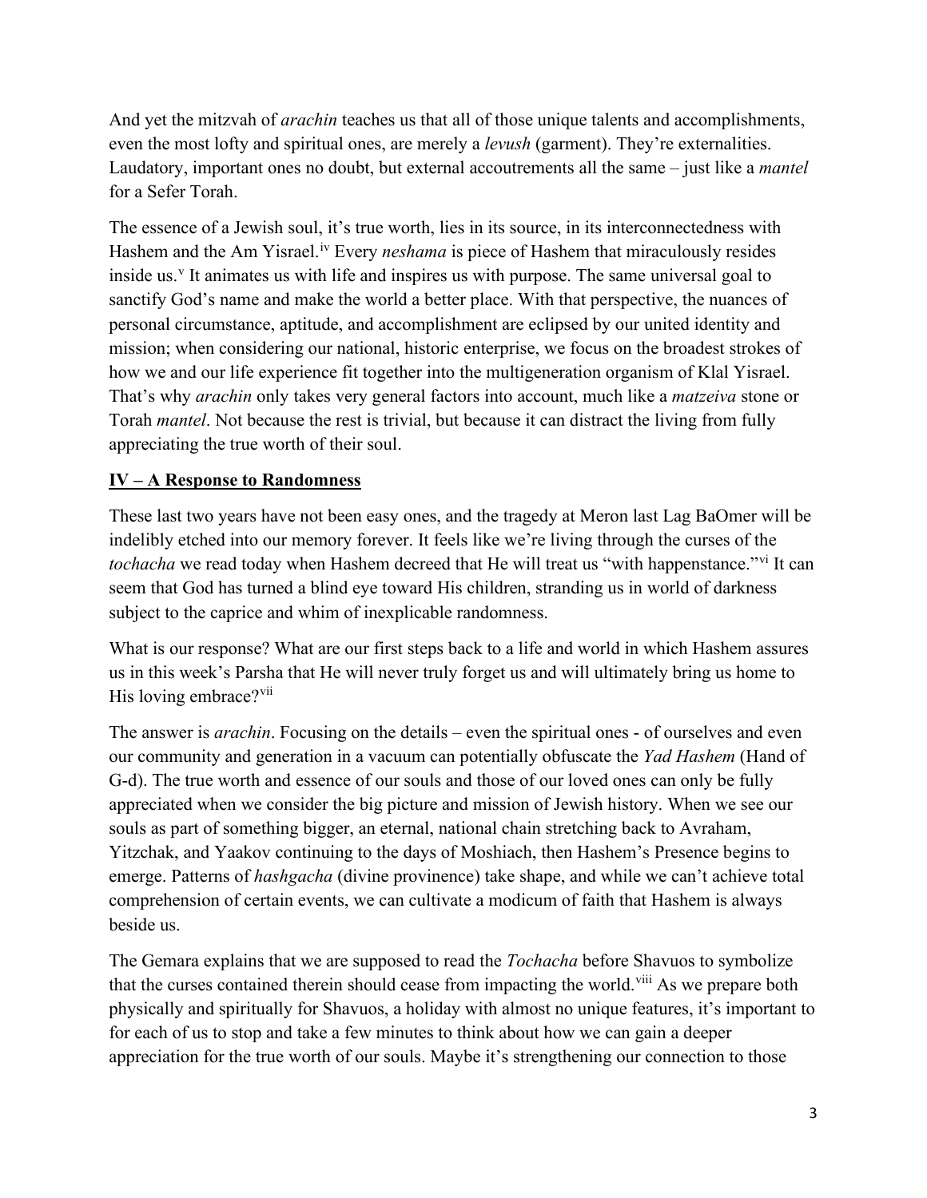And yet the mitzvah of *arachin* teaches us that all of those unique talents and accomplishments, even the most lofty and spiritual ones, are merely a *levush* (garment). They're externalities. Laudatory, important ones no doubt, but external accoutrements all the same – just like a *mantel* for a Sefer Torah.

The essence of a Jewish soul, it's true worth, lies in its source, in its interconnectedness with Hashem and the Am Yisrael.[iv] Every *neshama* is piece of Hashem that miraculously resides inside us.[v] It animates us with life and inspires us with purpose. The same universal goal to sanctify God's name and make the world a better place. With that perspective, the nuances of personal circumstance, aptitude, and accomplishment are eclipsed by our united identity and mission; when considering our national, historic enterprise, we focus on the broadest strokes of how we and our life experience fit together into the multigeneration organism of Klal Yisrael. That's why *arachin* only takes very general factors into account, much like a *matzeiva* stone or Torah *mantel*. Not because the rest is trivial, but because it can distract the living from fully appreciating the true worth of their soul.

## IV – A Response to Randomness

These last two years have not been easy ones, and the tragedy at Meron last Lag BaOmer will be indelibly etched into our memory forever. It feels like we're living through the curses of the *tochacha* we read today when Hashem decreed that He will treat us "with happenstance."[vi] It can seem that God has turned a blind eye toward His children, stranding us in world of darkness subject to the caprice and whim of inexplicable randomness.

What is our response? What are our first steps back to a life and world in which Hashem assures us in this week's Parsha that He will never truly forget us and will ultimately bring us home to His loving embrace?[vii]

The answer is *arachin*. Focusing on the details – even the spiritual ones - of ourselves and even our community and generation in a vacuum can potentially obfuscate the *Yad Hashem* (Hand of G-d). The true worth and essence of our souls and those of our loved ones can only be fully appreciated when we consider the big picture and mission of Jewish history. When we see our souls as part of something bigger, an eternal, national chain stretching back to Avraham, Yitzchak, and Yaakov continuing to the days of Moshiach, then Hashem's Presence begins to emerge. Patterns of *hashgacha* (divine provinence) take shape, and while we can't achieve total comprehension of certain events, we can cultivate a modicum of faith that Hashem is always beside us.

The Gemara explains that we are supposed to read the *Tochacha* before Shavuos to symbolize that the curses contained therein should cease from impacting the world.[viii] As we prepare both physically and spiritually for Shavuos, a holiday with almost no unique features, it's important to for each of us to stop and take a few minutes to think about how we can gain a deeper appreciation for the true worth of our souls. Maybe it's strengthening our connection to those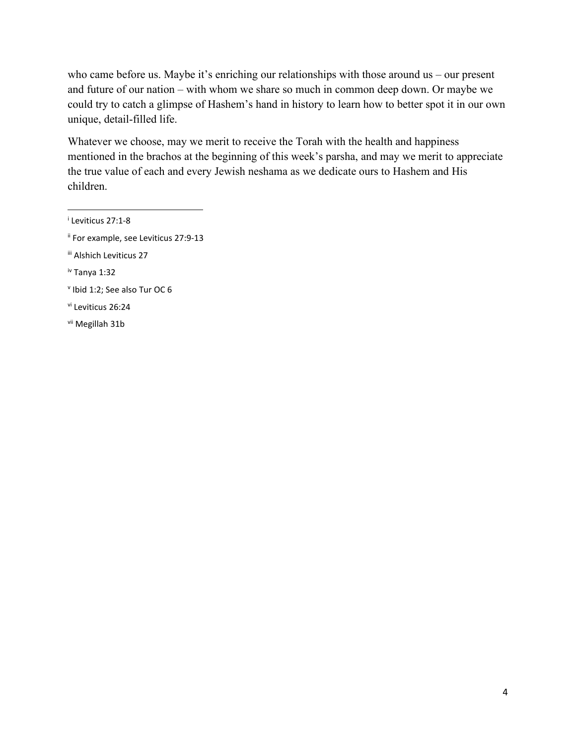who came before us. Maybe it's enriching our relationships with those around us – our present and future of our nation – with whom we share so much in common deep down. Or maybe we could try to catch a glimpse of Hashem's hand in history to learn how to better spot it in our own unique, detail-filled life.

Whatever we choose, may we merit to receive the Torah with the health and happiness mentioned in the brachos at the beginning of this week's parsha, and may we merit to appreciate the true value of each and every Jewish neshama as we dedicate ours to Hashem and His children.

---

[i] Leviticus 27:1-8

[ii] For example, see Leviticus 27:9-13

[iii] Alshich Leviticus 27

[iv] Tanya 1:32

[v] Ibid 1:2; See also Tur OC 6

[vi] Leviticus 26:24

[vii] Megillah 31b